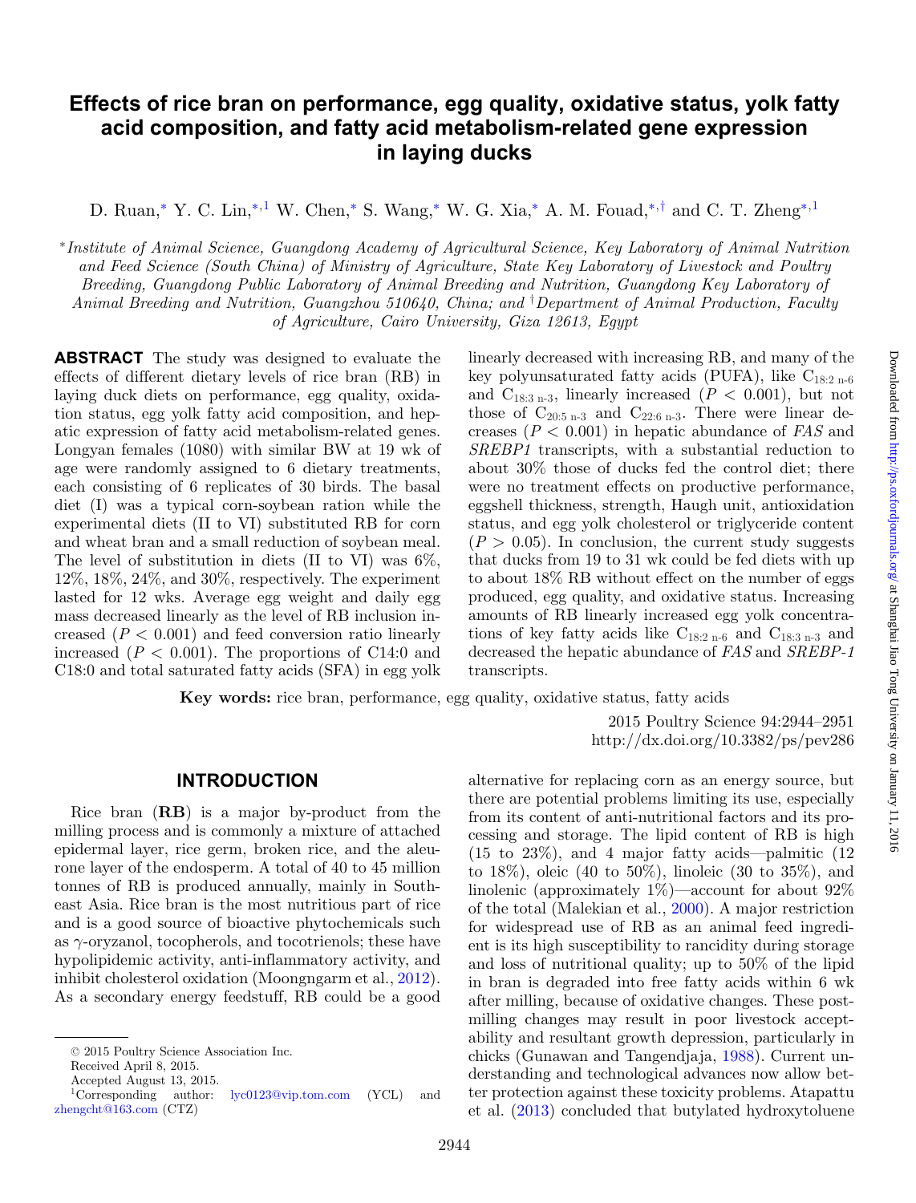# Effects of rice bran on performance, egg quality, oxidative status, yolk fatty acid composition, and fatty acid metabolism-related gene expression in laying ducks

D. Ruan,* Y. C. Lin,*[,1] W. Chen,* S. Wang,* W. G. Xia,* A. M. Fouad,*[,†] and C. T. Zheng*[,1]

*Institute of Animal Science, Guangdong Academy of Agricultural Science, Key Laboratory of Animal Nutrition and Feed Science (South China) of Ministry of Agriculture, State Key Laboratory of Livestock and Poultry Breeding, Guangdong Public Laboratory of Animal Breeding and Nutrition, Guangdong Key Laboratory of Animal Breeding and Nutrition, Guangzhou 510640, China; and †Department of Animal Production, Faculty of Agriculture, Cairo University, Giza 12613, Egypt

**ABSTRACT** The study was designed to evaluate the effects of different dietary levels of rice bran (RB) in laying duck diets on performance, egg quality, oxidation status, egg yolk fatty acid composition, and hepatic expression of fatty acid metabolism-related genes. Longyan females (1080) with similar BW at 19 wk of age were randomly assigned to 6 dietary treatments, each consisting of 6 replicates of 30 birds. The basal diet (I) was a typical corn-soybean ration while the experimental diets (II to VI) substituted RB for corn and wheat bran and a small reduction of soybean meal. The level of substitution in diets (II to VI) was 6%, 12%, 18%, 24%, and 30%, respectively. The experiment lasted for 12 wks. Average egg weight and daily egg mass decreased linearly as the level of RB inclusion increased ($P < 0.001$) and feed conversion ratio linearly increased ($P < 0.001$). The proportions of C14:0 and C18:0 and total saturated fatty acids (SFA) in egg yolk linearly decreased with increasing RB, and many of the key polyunsaturated fatty acids (PUFA), like $C_{18:2\ n\text{-}6}$ and $C_{18:3\ n\text{-}3}$, linearly increased ($P < 0.001$), but not those of $C_{20:5\ n\text{-}3}$ and $C_{22:6\ n\text{-}3}$. There were linear decreases ($P < 0.001$) in hepatic abundance of *FAS* and *SREBP1* transcripts, with a substantial reduction to about 30% those of ducks fed the control diet; there were no treatment effects on productive performance, eggshell thickness, strength, Haugh unit, antioxidation status, and egg yolk cholesterol or triglyceride content ($P > 0.05$). In conclusion, the current study suggests that ducks from 19 to 31 wk could be fed diets with up to about 18% RB without effect on the number of eggs produced, egg quality, and oxidative status. Increasing amounts of RB linearly increased egg yolk concentrations of key fatty acids like $C_{18:2\ n\text{-}6}$ and $C_{18:3\ n\text{-}3}$ and decreased the hepatic abundance of *FAS* and *SREBP-1* transcripts.

**Key words:** rice bran, performance, egg quality, oxidative status, fatty acids

2015 Poultry Science 94:2944–2951
http://dx.doi.org/10.3382/ps/pev286

## INTRODUCTION

Rice bran (**RB**) is a major by-product from the milling process and is commonly a mixture of attached epidermal layer, rice germ, broken rice, and the aleurone layer of the endosperm. A total of 40 to 45 million tonnes of RB is produced annually, mainly in Southeast Asia. Rice bran is the most nutritious part of rice and is a good source of bioactive phytochemicals such as γ-oryzanol, tocopherols, and tocotrienols; these have hypolipidemic activity, anti-inflammatory activity, and inhibit cholesterol oxidation (Moongngarm et al., 2012). As a secondary energy feedstuff, RB could be a good alternative for replacing corn as an energy source, but there are potential problems limiting its use, especially from its content of anti-nutritional factors and its processing and storage. The lipid content of RB is high (15 to 23%), and 4 major fatty acids—palmitic (12 to 18%), oleic (40 to 50%), linoleic (30 to 35%), and linolenic (approximately 1%)—account for about 92% of the total (Malekian et al., 2000). A major restriction for widespread use of RB as an animal feed ingredient is its high susceptibility to rancidity during storage and loss of nutritional quality; up to 50% of the lipid in bran is degraded into free fatty acids within 6 wk after milling, because of oxidative changes. These post-milling changes may result in poor livestock acceptability and resultant growth depression, particularly in chicks (Gunawan and Tangendjaja, 1988). Current understanding and technological advances now allow better protection against these toxicity problems. Atapattu et al. (2013) concluded that butylated hydroxytoluene

© 2015 Poultry Science Association Inc.
Received April 8, 2015.
Accepted August 13, 2015.
[1]Corresponding author: lyc0123@vip.tom.com (YCL) and zhengcht@163.com (CTZ)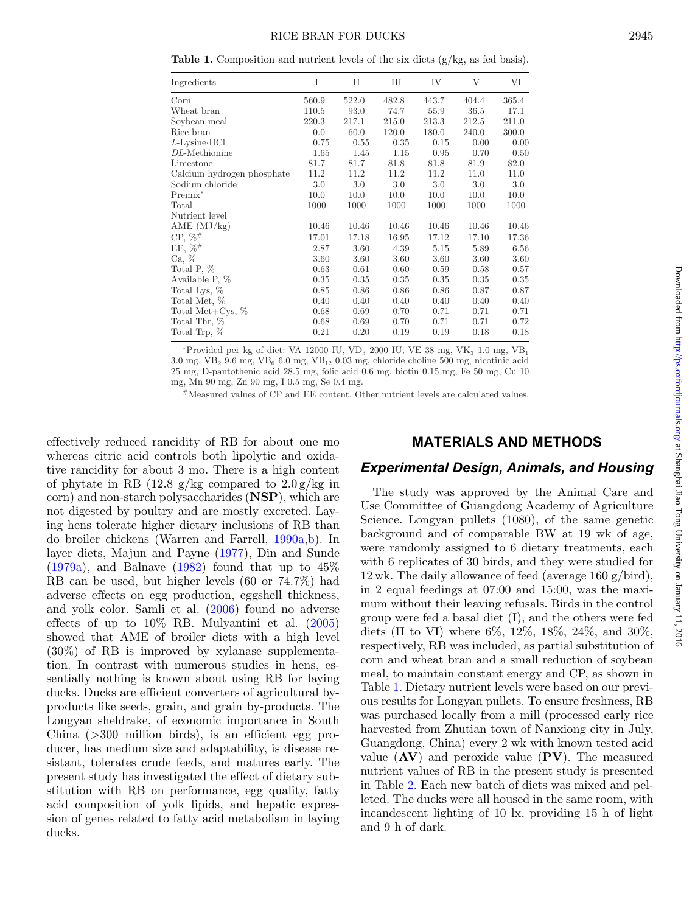**Table 1.** Composition and nutrient levels of the six diets (g/kg, as fed basis).

| Ingredients | I | II | III | IV | V | VI |
|---|---|---|---|---|---|---|
| Corn | 560.9 | 522.0 | 482.8 | 443.7 | 404.4 | 365.4 |
| Wheat bran | 110.5 | 93.0 | 74.7 | 55.9 | 36.5 | 17.1 |
| Soybean meal | 220.3 | 217.1 | 215.0 | 213.3 | 212.5 | 211.0 |
| Rice bran | 0.0 | 60.0 | 120.0 | 180.0 | 240.0 | 300.0 |
| *L*-Lysine·HCl | 0.75 | 0.55 | 0.35 | 0.15 | 0.00 | 0.00 |
| *DL*-Methionine | 1.65 | 1.45 | 1.15 | 0.95 | 0.70 | 0.50 |
| Limestone | 81.7 | 81.7 | 81.8 | 81.8 | 81.9 | 82.0 |
| Calcium hydrogen phosphate | 11.2 | 11.2 | 11.2 | 11.2 | 11.0 | 11.0 |
| Sodium chloride | 3.0 | 3.0 | 3.0 | 3.0 | 3.0 | 3.0 |
| Premix* | 10.0 | 10.0 | 10.0 | 10.0 | 10.0 | 10.0 |
| Total | 1000 | 1000 | 1000 | 1000 | 1000 | 1000 |
| Nutrient level | | | | | | |
| AME (MJ/kg) | 10.46 | 10.46 | 10.46 | 10.46 | 10.46 | 10.46 |
| CP, %# | 17.01 | 17.18 | 16.95 | 17.12 | 17.10 | 17.36 |
| EE, %# | 2.87 | 3.60 | 4.39 | 5.15 | 5.89 | 6.56 |
| Ca, % | 3.60 | 3.60 | 3.60 | 3.60 | 3.60 | 3.60 |
| Total P, % | 0.63 | 0.61 | 0.60 | 0.59 | 0.58 | 0.57 |
| Available P, % | 0.35 | 0.35 | 0.35 | 0.35 | 0.35 | 0.35 |
| Total Lys, % | 0.85 | 0.86 | 0.86 | 0.86 | 0.87 | 0.87 |
| Total Met, % | 0.40 | 0.40 | 0.40 | 0.40 | 0.40 | 0.40 |
| Total Met+Cys, % | 0.68 | 0.69 | 0.70 | 0.71 | 0.71 | 0.71 |
| Total Thr, % | 0.68 | 0.69 | 0.70 | 0.71 | 0.71 | 0.72 |
| Total Trp, % | 0.21 | 0.20 | 0.19 | 0.19 | 0.18 | 0.18 |

*Provided per kg of diet: VA 12000 IU, $VD_3$ 2000 IU, VE 38 mg, $VK_3$ 1.0 mg, $VB_1$ 3.0 mg, $VB_2$ 9.6 mg, $VB_6$ 6.0 mg, $VB_{12}$ 0.03 mg, chloride choline 500 mg, nicotinic acid 25 mg, D-pantothenic acid 28.5 mg, folic acid 0.6 mg, biotin 0.15 mg, Fe 50 mg, Cu 10 mg, Mn 90 mg, Zn 90 mg, I 0.5 mg, Se 0.4 mg.

#Measured values of CP and EE content. Other nutrient levels are calculated values.

effectively reduced rancidity of RB for about one mo whereas citric acid controls both lipolytic and oxidative rancidity for about 3 mo. There is a high content of phytate in RB (12.8 g/kg compared to 2.0 g/kg in corn) and non-starch polysaccharides (**NSP**), which are not digested by poultry and are mostly excreted. Laying hens tolerate higher dietary inclusions of RB than do broiler chickens (Warren and Farrell, 1990a,b). In layer diets, Majun and Payne (1977), Din and Sunde (1979a), and Balnave (1982) found that up to 45% RB can be used, but higher levels (60 or 74.7%) had adverse effects on egg production, eggshell thickness, and yolk color. Samli et al. (2006) found no adverse effects of up to 10% RB. Mulyantini et al. (2005) showed that AME of broiler diets with a high level (30%) of RB is improved by xylanase supplementation. In contrast with numerous studies in hens, essentially nothing is known about using RB for laying ducks. Ducks are efficient converters of agricultural by-products like seeds, grain, and grain by-products. The Longyan sheldrake, of economic importance in South China (>300 million birds), is an efficient egg producer, has medium size and adaptability, is disease resistant, tolerates crude feeds, and matures early. The present study has investigated the effect of dietary substitution with RB on performance, egg quality, fatty acid composition of yolk lipids, and hepatic expression of genes related to fatty acid metabolism in laying ducks.

## MATERIALS AND METHODS

### Experimental Design, Animals, and Housing

The study was approved by the Animal Care and Use Committee of Guangdong Academy of Agriculture Science. Longyan pullets (1080), of the same genetic background and of comparable BW at 19 wk of age, were randomly assigned to 6 dietary treatments, each with 6 replicates of 30 birds, and they were studied for 12 wk. The daily allowance of feed (average 160 g/bird), in 2 equal feedings at 07:00 and 15:00, was the maximum without their leaving refusals. Birds in the control group were fed a basal diet (I), and the others were fed diets (II to VI) where 6%, 12%, 18%, 24%, and 30%, respectively, RB was included, as partial substitution of corn and wheat bran and a small reduction of soybean meal, to maintain constant energy and CP, as shown in Table 1. Dietary nutrient levels were based on our previous results for Longyan pullets. To ensure freshness, RB was purchased locally from a mill (processed early rice harvested from Zhutian town of Nanxiong city in July, Guangdong, China) every 2 wk with known tested acid value (**AV**) and peroxide value (**PV**). The measured nutrient values of RB in the present study is presented in Table 2. Each new batch of diets was mixed and pelleted. The ducks were all housed in the same room, with incandescent lighting of 10 lx, providing 15 h of light and 9 h of dark.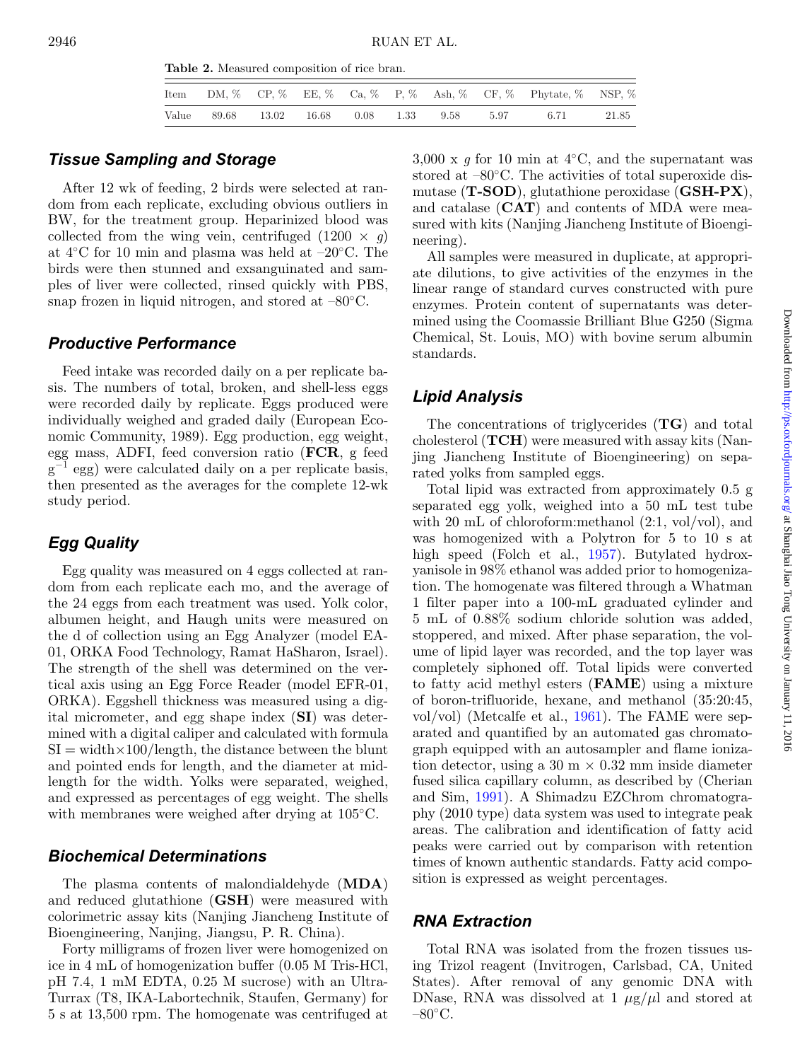**Table 2.** Measured composition of rice bran.

| Item | DM, % | CP, % | EE, % | Ca, % | P, % | Ash, % | CF, % | Phytate, % | NSP, % |
|---|---|---|---|---|---|---|---|---|---|
| Value | 89.68 | 13.02 | 16.68 | 0.08 | 1.33 | 9.58 | 5.97 | 6.71 | 21.85 |

## Tissue Sampling and Storage

After 12 wk of feeding, 2 birds were selected at random from each replicate, excluding obvious outliers in BW, for the treatment group. Heparinized blood was collected from the wing vein, centrifuged ($1200 \times g$) at 4°C for 10 min and plasma was held at –20°C. The birds were then stunned and exsanguinated and samples of liver were collected, rinsed quickly with PBS, snap frozen in liquid nitrogen, and stored at –80°C.

## Productive Performance

Feed intake was recorded daily on a per replicate basis. The numbers of total, broken, and shell-less eggs were recorded daily by replicate. Eggs produced were individually weighed and graded daily (European Economic Community, 1989). Egg production, egg weight, egg mass, ADFI, feed conversion ratio (**FCR**, g feed $g^{-1}$ egg) were calculated daily on a per replicate basis, then presented as the averages for the complete 12-wk study period.

## Egg Quality

Egg quality was measured on 4 eggs collected at random from each replicate each mo, and the average of the 24 eggs from each treatment was used. Yolk color, albumen height, and Haugh units were measured on the d of collection using an Egg Analyzer (model EA-01, ORKA Food Technology, Ramat HaSharon, Israel). The strength of the shell was determined on the vertical axis using an Egg Force Reader (model EFR-01, ORKA). Eggshell thickness was measured using a digital micrometer, and egg shape index (**SI**) was determined with a digital caliper and calculated with formula SI = width×100/length, the distance between the blunt and pointed ends for length, and the diameter at mid-length for the width. Yolks were separated, weighed, and expressed as percentages of egg weight. The shells with membranes were weighed after drying at 105°C.

## Biochemical Determinations

The plasma contents of malondialdehyde (**MDA**) and reduced glutathione (**GSH**) were measured with colorimetric assay kits (Nanjing Jiancheng Institute of Bioengineering, Nanjing, Jiangsu, P. R. China).

Forty milligrams of frozen liver were homogenized on ice in 4 mL of homogenization buffer (0.05 M Tris-HCl, pH 7.4, 1 mM EDTA, 0.25 M sucrose) with an Ultra-Turrax (T8, IKA-Labortechnik, Staufen, Germany) for 5 s at 13,500 rpm. The homogenate was centrifuged at 3,000 x $g$ for 10 min at 4°C, and the supernatant was stored at –80°C. The activities of total superoxide dismutase (**T-SOD**), glutathione peroxidase (**GSH-PX**), and catalase (**CAT**) and contents of MDA were measured with kits (Nanjing Jiancheng Institute of Bioengineering).

All samples were measured in duplicate, at appropriate dilutions, to give activities of the enzymes in the linear range of standard curves constructed with pure enzymes. Protein content of supernatants was determined using the Coomassie Brilliant Blue G250 (Sigma Chemical, St. Louis, MO) with bovine serum albumin standards.

## Lipid Analysis

The concentrations of triglycerides (**TG**) and total cholesterol (**TCH**) were measured with assay kits (Nanjing Jiancheng Institute of Bioengineering) on separated yolks from sampled eggs.

Total lipid was extracted from approximately 0.5 g separated egg yolk, weighed into a 50 mL test tube with 20 mL of chloroform:methanol (2:1, vol/vol), and was homogenized with a Polytron for 5 to 10 s at high speed (Folch et al., 1957). Butylated hydroxyanisole in 98% ethanol was added prior to homogenization. The homogenate was filtered through a Whatman 1 filter paper into a 100-mL graduated cylinder and 5 mL of 0.88% sodium chloride solution was added, stoppered, and mixed. After phase separation, the volume of lipid layer was recorded, and the top layer was completely siphoned off. Total lipids were converted to fatty acid methyl esters (**FAME**) using a mixture of boron-trifluoride, hexane, and methanol (35:20:45, vol/vol) (Metcalfe et al., 1961). The FAME were separated and quantified by an automated gas chromatograph equipped with an autosampler and flame ionization detector, using a 30 m × 0.32 mm inside diameter fused silica capillary column, as described by (Cherian and Sim, 1991). A Shimadzu EZChrom chromatography (2010 type) data system was used to integrate peak areas. The calibration and identification of fatty acid peaks were carried out by comparison with retention times of known authentic standards. Fatty acid composition is expressed as weight percentages.

## RNA Extraction

Total RNA was isolated from the frozen tissues using Trizol reagent (Invitrogen, Carlsbad, CA, United States). After removal of any genomic DNA with DNase, RNA was dissolved at 1 $\mu g/\mu l$ and stored at –80°C.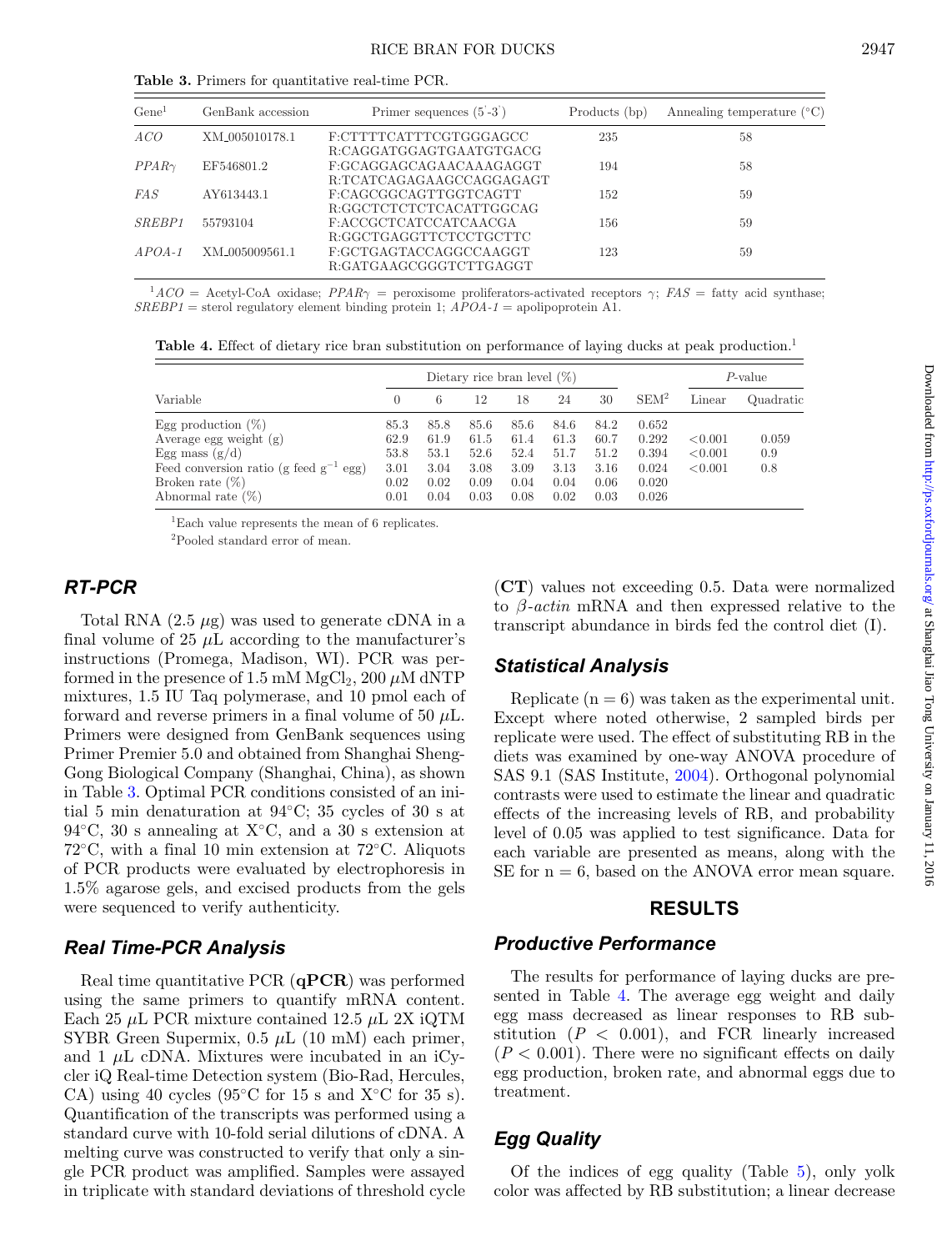**Table 3.** Primers for quantitative real-time PCR.

| Gene[1] | GenBank accession | Primer sequences (5'-3') | Products (bp) | Annealing temperature (°C) |
|---|---|---|---|---|
| *ACO* | XM_005010178.1 | F:CTTTTCATTTCGTGGGAGCC<br>R:CAGGATGGAGTGAATGTGACG | 235 | 58 |
| *PPARγ* | EF546801.2 | F:GCAGGAGCAGAACAAAGAGGT<br>R:TCATCAGAGAAGCCAGGAGAGT | 194 | 58 |
| *FAS* | AY613443.1 | F:CAGCGGCAGTTGGTCAGTT<br>R:GGCTCTCTCTCACATTGGCAG | 152 | 59 |
| *SREBP1* | 55793104 | F:ACCGCTCATCCATCAACGA<br>R:GGCTGAGGTTCTCCTGCTTC | 156 | 59 |
| *APOA-1* | XM_005009561.1 | F:GCTGAGTACCAGGCCAAGGT<br>R:GATGAAGCGGGTCTTGAGGT | 123 | 59 |

[1]*ACO* = Acetyl-CoA oxidase; *PPARγ* = peroxisome proliferators-activated receptors γ; *FAS* = fatty acid synthase; *SREBP1* = sterol regulatory element binding protein 1; *APOA-1* = apolipoprotein A1.

**Table 4.** Effect of dietary rice bran substitution on performance of laying ducks at peak production.[1]

| | Dietary rice bran level (%) | | | | | | | *P*-value | |
|---|---|---|---|---|---|---|---|---|---|
| Variable | 0 | 6 | 12 | 18 | 24 | 30 | SEM[2] | Linear | Quadratic |
| Egg production (%) | 85.3 | 85.8 | 85.6 | 85.6 | 84.6 | 84.2 | 0.652 | | |
| Average egg weight (g) | 62.9 | 61.9 | 61.5 | 61.4 | 61.3 | 60.7 | 0.292 | <0.001 | 0.059 |
| Egg mass (g/d) | 53.8 | 53.1 | 52.6 | 52.4 | 51.7 | 51.2 | 0.394 | <0.001 | 0.9 |
| Feed conversion ratio (g feed $g^{-1}$ egg) | 3.01 | 3.04 | 3.08 | 3.09 | 3.13 | 3.16 | 0.024 | <0.001 | 0.8 |
| Broken rate (%) | 0.02 | 0.02 | 0.09 | 0.04 | 0.04 | 0.06 | 0.020 | | |
| Abnormal rate (%) | 0.01 | 0.04 | 0.03 | 0.08 | 0.02 | 0.03 | 0.026 | | |

[1]Each value represents the mean of 6 replicates.

[2]Pooled standard error of mean.

### RT-PCR

Total RNA (2.5 $\mu$g) was used to generate cDNA in a final volume of 25 $\mu$L according to the manufacturer's instructions (Promega, Madison, WI). PCR was performed in the presence of 1.5 mM $MgCl_2$, 200 $\mu$M dNTP mixtures, 1.5 IU Taq polymerase, and 10 pmol each of forward and reverse primers in a final volume of 50 $\mu$L. Primers were designed from GenBank sequences using Primer Premier 5.0 and obtained from Shanghai Sheng-Gong Biological Company (Shanghai, China), as shown in Table 3. Optimal PCR conditions consisted of an initial 5 min denaturation at 94°C; 35 cycles of 30 s at 94°C, 30 s annealing at X°C, and a 30 s extension at 72°C, with a final 10 min extension at 72°C. Aliquots of PCR products were evaluated by electrophoresis in 1.5% agarose gels, and excised products from the gels were sequenced to verify authenticity.

### Real Time-PCR Analysis

Real time quantitative PCR (**qPCR**) was performed using the same primers to quantify mRNA content. Each 25 $\mu$L PCR mixture contained 12.5 $\mu$L 2X iQTM SYBR Green Supermix, 0.5 $\mu$L (10 mM) each primer, and 1 $\mu$L cDNA. Mixtures were incubated in an iCycler iQ Real-time Detection system (Bio-Rad, Hercules, CA) using 40 cycles (95°C for 15 s and X°C for 35 s). Quantification of the transcripts was performed using a standard curve with 10-fold serial dilutions of cDNA. A melting curve was constructed to verify that only a single PCR product was amplified. Samples were assayed in triplicate with standard deviations of threshold cycle (**CT**) values not exceeding 0.5. Data were normalized to *β-actin* mRNA and then expressed relative to the transcript abundance in birds fed the control diet (I).

### Statistical Analysis

Replicate (n = 6) was taken as the experimental unit. Except where noted otherwise, 2 sampled birds per replicate were used. The effect of substituting RB in the diets was examined by one-way ANOVA procedure of SAS 9.1 (SAS Institute, 2004). Orthogonal polynomial contrasts were used to estimate the linear and quadratic effects of the increasing levels of RB, and probability level of 0.05 was applied to test significance. Data for each variable are presented as means, along with the SE for n = 6, based on the ANOVA error mean square.

## RESULTS

### Productive Performance

The results for performance of laying ducks are presented in Table 4. The average egg weight and daily egg mass decreased as linear responses to RB substitution ($P < 0.001$), and FCR linearly increased ($P < 0.001$). There were no significant effects on daily egg production, broken rate, and abnormal eggs due to treatment.

### Egg Quality

Of the indices of egg quality (Table 5), only yolk color was affected by RB substitution; a linear decrease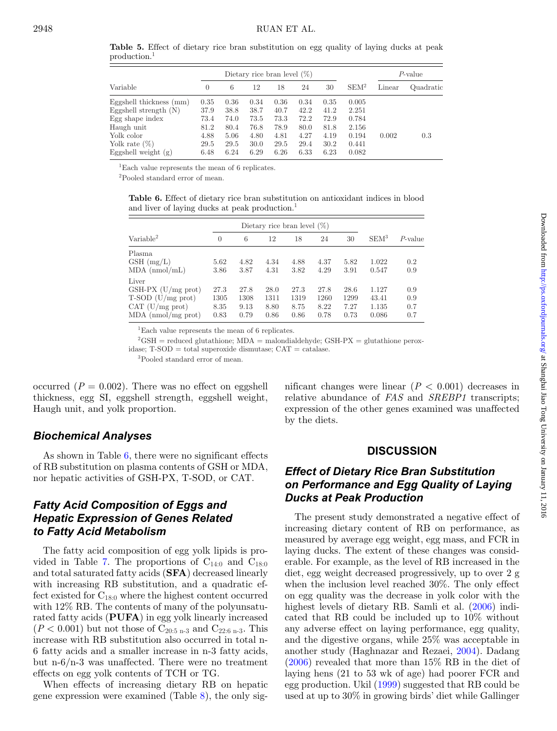**Table 5.** Effect of dietary rice bran substitution on egg quality of laying ducks at peak production.[1]

| Variable | Dietary rice bran level (%) | | | | | | SEM[2] | *P*-value | |
|---|---|---|---|---|---|---|---|---|---|
| | 0 | 6 | 12 | 18 | 24 | 30 | | Linear | Quadratic |
| Eggshell thickness (mm) | 0.35 | 0.36 | 0.34 | 0.36 | 0.34 | 0.35 | 0.005 | | |
| Eggshell strength (N) | 37.9 | 38.8 | 38.7 | 40.7 | 42.2 | 41.2 | 2.251 | | |
| Egg shape index | 73.4 | 74.0 | 73.5 | 73.3 | 72.2 | 72.9 | 0.784 | | |
| Haugh unit | 81.2 | 80.4 | 76.8 | 78.9 | 80.0 | 81.8 | 2.156 | | |
| Yolk color | 4.88 | 5.06 | 4.80 | 4.81 | 4.27 | 4.19 | 0.194 | 0.002 | 0.3 |
| Yolk rate (%) | 29.5 | 29.5 | 30.0 | 29.5 | 29.4 | 30.2 | 0.441 | | |
| Eggshell weight (g) | 6.48 | 6.24 | 6.29 | 6.26 | 6.33 | 6.23 | 0.082 | | |

[1]Each value represents the mean of 6 replicates.

[2]Pooled standard error of mean.

**Table 6.** Effect of dietary rice bran substitution on antioxidant indices in blood and liver of laying ducks at peak production.[1]

| Variable[2] | Dietary rice bran level (%) | | | | | | SEM[3] | *P*-value |
|---|---|---|---|---|---|---|---|---|
| | 0 | 6 | 12 | 18 | 24 | 30 | | |
| Plasma | | | | | | | | |
| GSH (mg/L) | 5.62 | 4.82 | 4.34 | 4.88 | 4.37 | 5.82 | 1.022 | 0.2 |
| MDA (nmol/mL) | 3.86 | 3.87 | 4.31 | 3.82 | 4.29 | 3.91 | 0.547 | 0.9 |
| Liver | | | | | | | | |
| GSH-PX (U/mg prot) | 27.3 | 27.8 | 28.0 | 27.3 | 27.8 | 28.6 | 1.127 | 0.9 |
| T-SOD (U/mg prot) | 1305 | 1308 | 1311 | 1319 | 1260 | 1299 | 43.41 | 0.9 |
| CAT (U/mg prot) | 8.35 | 9.13 | 8.80 | 8.75 | 8.22 | 7.27 | 1.135 | 0.7 |
| MDA (nmol/mg prot) | 0.83 | 0.79 | 0.86 | 0.86 | 0.78 | 0.73 | 0.086 | 0.7 |

[1]Each value represents the mean of 6 replicates.

[2]GSH = reduced glutathione; MDA = malondialdehyde; GSH-PX = glutathione peroxidase; T-SOD = total superoxide dismutase; CAT = catalase.

[3]Pooled standard error of mean.

occurred ($P = 0.002$). There was no effect on eggshell thickness, egg SI, eggshell strength, eggshell weight, Haugh unit, and yolk proportion.

## *Biochemical Analyses*

As shown in Table 6, there were no significant effects of RB substitution on plasma contents of GSH or MDA, nor hepatic activities of GSH-PX, T-SOD, or CAT.

## *Fatty Acid Composition of Eggs and Hepatic Expression of Genes Related to Fatty Acid Metabolism*

The fatty acid composition of egg yolk lipids is provided in Table 7. The proportions of $C_{14:0}$ and $C_{18:0}$ and total saturated fatty acids (**SFA**) decreased linearly with increasing RB substitution, and a quadratic effect existed for $C_{18:0}$ where the highest content occurred with 12% RB. The contents of many of the polyunsaturated fatty acids (**PUFA**) in egg yolk linearly increased ($P < 0.001$) but not those of $C_{20:5\ n\text{-}3}$ and $C_{22:6\ n\text{-}3}$. This increase with RB substitution also occurred in total n-6 fatty acids and a smaller increase in n-3 fatty acids, but n-6/n-3 was unaffected. There were no treatment effects on egg yolk contents of TCH or TG.

When effects of increasing dietary RB on hepatic gene expression were examined (Table 8), the only significant changes were linear ($P < 0.001$) decreases in relative abundance of *FAS* and *SREBP1* transcripts; expression of the other genes examined was unaffected by the diets.

# DISCUSSION

## *Effect of Dietary Rice Bran Substitution on Performance and Egg Quality of Laying Ducks at Peak Production*

The present study demonstrated a negative effect of increasing dietary content of RB on performance, as measured by average egg weight, egg mass, and FCR in laying ducks. The extent of these changes was considerable. For example, as the level of RB increased in the diet, egg weight decreased progressively, up to over 2 g when the inclusion level reached 30%. The only effect on egg quality was the decrease in yolk color with the highest levels of dietary RB. Samli et al. (2006) indicated that RB could be included up to 10% without any adverse effect on laying performance, egg quality, and the digestive organs, while 25% was acceptable in another study (Haghnazar and Rezaei, 2004). Dadang (2006) revealed that more than 15% RB in the diet of laying hens (21 to 53 wk of age) had poorer FCR and egg production. Ukil (1999) suggested that RB could be used at up to 30% in growing birds' diet while Gallinger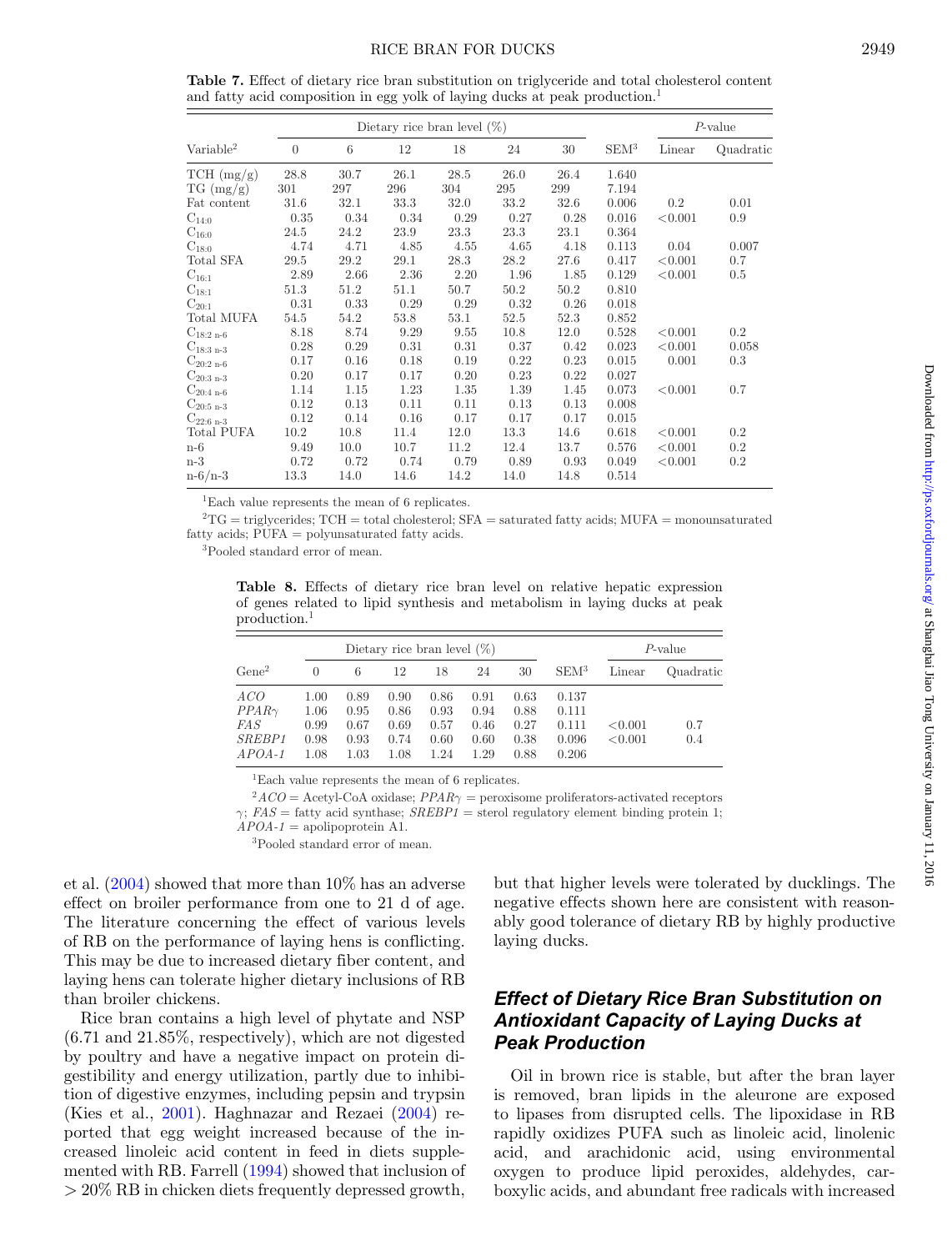**Table 7.** Effect of dietary rice bran substitution on triglyceride and total cholesterol content and fatty acid composition in egg yolk of laying ducks at peak production.[1]

| Variable[2] | Dietary rice bran level (%) | | | | | | SEM[3] | P-value | |
|---|---|---|---|---|---|---|---|---|---|
| | 0 | 6 | 12 | 18 | 24 | 30 | | Linear | Quadratic |
| TCH (mg/g) | 28.8 | 30.7 | 26.1 | 28.5 | 26.0 | 26.4 | 1.640 | | |
| TG (mg/g) | 301 | 297 | 296 | 304 | 295 | 299 | 7.194 | | |
| Fat content | 31.6 | 32.1 | 33.3 | 32.0 | 33.2 | 32.6 | 0.006 | 0.2 | 0.01 |
| $C_{14:0}$ | 0.35 | 0.34 | 0.34 | 0.29 | 0.27 | 0.28 | 0.016 | <0.001 | 0.9 |
| $C_{16:0}$ | 24.5 | 24.2 | 23.9 | 23.3 | 23.3 | 23.1 | 0.364 | | |
| $C_{18:0}$ | 4.74 | 4.71 | 4.85 | 4.55 | 4.65 | 4.18 | 0.113 | 0.04 | 0.007 |
| Total SFA | 29.5 | 29.2 | 29.1 | 28.3 | 28.2 | 27.6 | 0.417 | <0.001 | 0.7 |
| $C_{16:1}$ | 2.89 | 2.66 | 2.36 | 2.20 | 1.96 | 1.85 | 0.129 | <0.001 | 0.5 |
| $C_{18:1}$ | 51.3 | 51.2 | 51.1 | 50.7 | 50.2 | 50.2 | 0.810 | | |
| $C_{20:1}$ | 0.31 | 0.33 | 0.29 | 0.29 | 0.32 | 0.26 | 0.018 | | |
| Total MUFA | 54.5 | 54.2 | 53.8 | 53.1 | 52.5 | 52.3 | 0.852 | | |
| $C_{18:2\ n\text{-}6}$ | 8.18 | 8.74 | 9.29 | 9.55 | 10.8 | 12.0 | 0.528 | <0.001 | 0.2 |
| $C_{18:3\ n\text{-}3}$ | 0.28 | 0.29 | 0.31 | 0.31 | 0.37 | 0.42 | 0.023 | <0.001 | 0.058 |
| $C_{20:2\ n\text{-}6}$ | 0.17 | 0.16 | 0.18 | 0.19 | 0.22 | 0.23 | 0.015 | 0.001 | 0.3 |
| $C_{20:3\ n\text{-}3}$ | 0.20 | 0.17 | 0.17 | 0.20 | 0.23 | 0.22 | 0.027 | | |
| $C_{20:4\ n\text{-}6}$ | 1.14 | 1.15 | 1.23 | 1.35 | 1.39 | 1.45 | 0.073 | <0.001 | 0.7 |
| $C_{20:5\ n\text{-}3}$ | 0.12 | 0.13 | 0.11 | 0.11 | 0.13 | 0.13 | 0.008 | | |
| $C_{22:6\ n\text{-}3}$ | 0.12 | 0.14 | 0.16 | 0.17 | 0.17 | 0.17 | 0.015 | | |
| Total PUFA | 10.2 | 10.8 | 11.4 | 12.0 | 13.3 | 14.6 | 0.618 | <0.001 | 0.2 |
| n-6 | 9.49 | 10.0 | 10.7 | 11.2 | 12.4 | 13.7 | 0.576 | <0.001 | 0.2 |
| n-3 | 0.72 | 0.72 | 0.74 | 0.79 | 0.89 | 0.93 | 0.049 | <0.001 | 0.2 |
| n-6/n-3 | 13.3 | 14.0 | 14.6 | 14.2 | 14.0 | 14.8 | 0.514 | | |

[1]Each value represents the mean of 6 replicates.

[2]TG = triglycerides; TCH = total cholesterol; SFA = saturated fatty acids; MUFA = monounsaturated fatty acids; PUFA = polyunsaturated fatty acids.

[3]Pooled standard error of mean.

**Table 8.** Effects of dietary rice bran level on relative hepatic expression of genes related to lipid synthesis and metabolism in laying ducks at peak production.[1]

| Gene[2] | Dietary rice bran level (%) | | | | | | SEM[3] | P-value | |
|---|---|---|---|---|---|---|---|---|---|
| | 0 | 6 | 12 | 18 | 24 | 30 | | Linear | Quadratic |
| *ACO* | 1.00 | 0.89 | 0.90 | 0.86 | 0.91 | 0.63 | 0.137 | | |
| *PPARγ* | 1.06 | 0.95 | 0.86 | 0.93 | 0.94 | 0.88 | 0.111 | | |
| *FAS* | 0.99 | 0.67 | 0.69 | 0.57 | 0.46 | 0.27 | 0.111 | <0.001 | 0.7 |
| *SREBP1* | 0.98 | 0.93 | 0.74 | 0.60 | 0.60 | 0.38 | 0.096 | <0.001 | 0.4 |
| *APOA-1* | 1.08 | 1.03 | 1.08 | 1.24 | 1.29 | 0.88 | 0.206 | | |

[1]Each value represents the mean of 6 replicates.

[2]*ACO* = Acetyl-CoA oxidase; *PPARγ* = peroxisome proliferators-activated receptors γ; *FAS* = fatty acid synthase; *SREBP1* = sterol regulatory element binding protein 1; *APOA-1* = apolipoprotein A1.

[3]Pooled standard error of mean.

et al. (2004) showed that more than 10% has an adverse effect on broiler performance from one to 21 d of age. The literature concerning the effect of various levels of RB on the performance of laying hens is conflicting. This may be due to increased dietary fiber content, and laying hens can tolerate higher dietary inclusions of RB than broiler chickens.

Rice bran contains a high level of phytate and NSP (6.71 and 21.85%, respectively), which are not digested by poultry and have a negative impact on protein digestibility and energy utilization, partly due to inhibition of digestive enzymes, including pepsin and trypsin (Kies et al., 2001). Haghnazar and Rezaei (2004) reported that egg weight increased because of the increased linoleic acid content in feed in diets supplemented with RB. Farrell (1994) showed that inclusion of > 20% RB in chicken diets frequently depressed growth, but that higher levels were tolerated by ducklings. The negative effects shown here are consistent with reasonably good tolerance of dietary RB by highly productive laying ducks.

## Effect of Dietary Rice Bran Substitution on Antioxidant Capacity of Laying Ducks at Peak Production

Oil in brown rice is stable, but after the bran layer is removed, bran lipids in the aleurone are exposed to lipases from disrupted cells. The lipoxidase in RB rapidly oxidizes PUFA such as linoleic acid, linolenic acid, and arachidonic acid, using environmental oxygen to produce lipid peroxides, aldehydes, carboxylic acids, and abundant free radicals with increased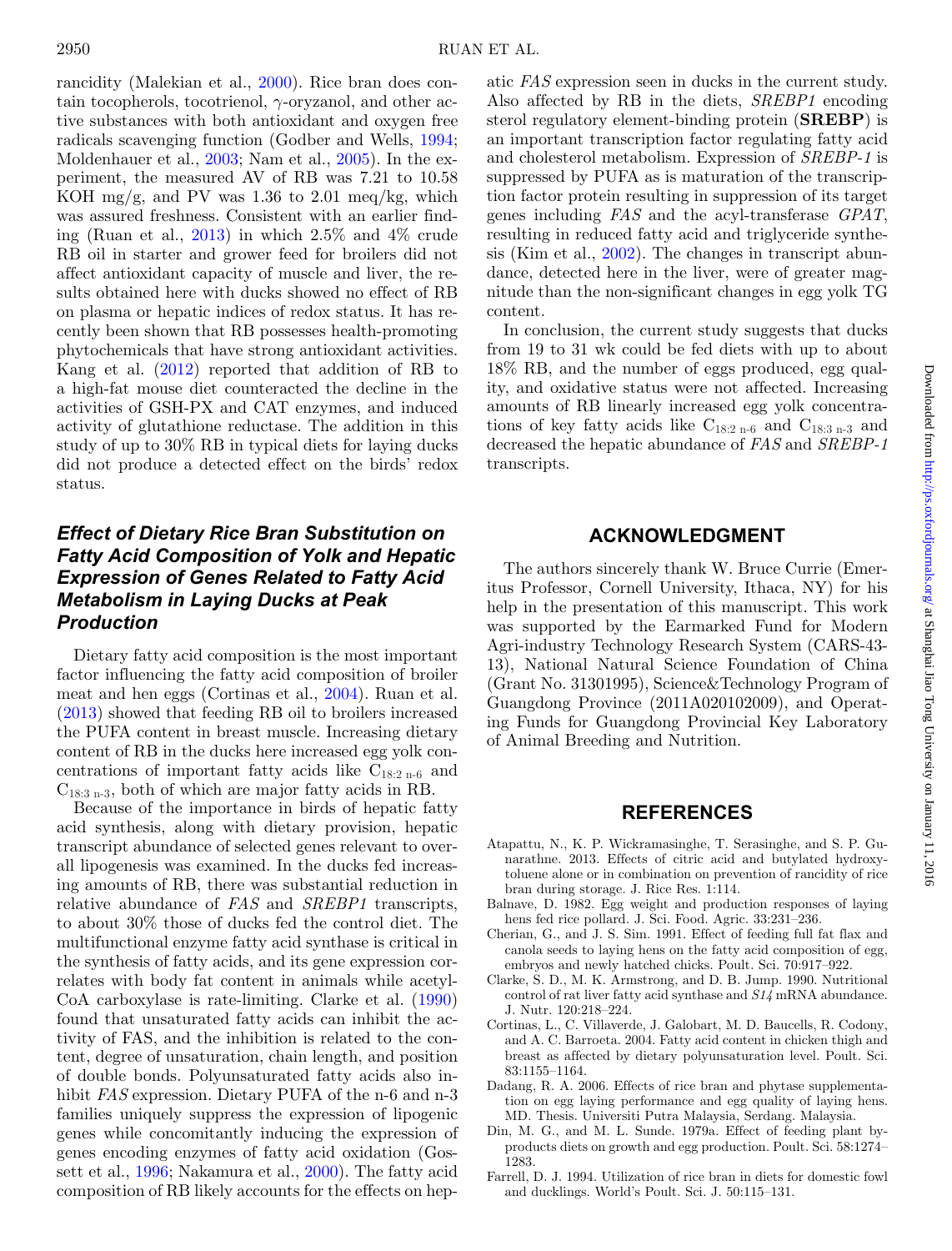rancidity (Malekian et al., 2000). Rice bran does contain tocopherols, tocotrienol, γ-oryzanol, and other active substances with both antioxidant and oxygen free radicals scavenging function (Godber and Wells, 1994; Moldenhauer et al., 2003; Nam et al., 2005). In the experiment, the measured AV of RB was 7.21 to 10.58 KOH mg/g, and PV was 1.36 to 2.01 meq/kg, which was assured freshness. Consistent with an earlier finding (Ruan et al., 2013) in which 2.5% and 4% crude RB oil in starter and grower feed for broilers did not affect antioxidant capacity of muscle and liver, the results obtained here with ducks showed no effect of RB on plasma or hepatic indices of redox status. It has recently been shown that RB possesses health-promoting phytochemicals that have strong antioxidant activities. Kang et al. (2012) reported that addition of RB to a high-fat mouse diet counteracted the decline in the activities of GSH-PX and CAT enzymes, and induced activity of glutathione reductase. The addition in this study of up to 30% RB in typical diets for laying ducks did not produce a detected effect on the birds' redox status.

## Effect of Dietary Rice Bran Substitution on Fatty Acid Composition of Yolk and Hepatic Expression of Genes Related to Fatty Acid Metabolism in Laying Ducks at Peak Production

Dietary fatty acid composition is the most important factor influencing the fatty acid composition of broiler meat and hen eggs (Cortinas et al., 2004). Ruan et al. (2013) showed that feeding RB oil to broilers increased the PUFA content in breast muscle. Increasing dietary content of RB in the ducks here increased egg yolk concentrations of important fatty acids like $C_{18:2\ n\text{-}6}$ and $C_{18:3\ n\text{-}3}$, both of which are major fatty acids in RB.

Because of the importance in birds of hepatic fatty acid synthesis, along with dietary provision, hepatic transcript abundance of selected genes relevant to overall lipogenesis was examined. In the ducks fed increasing amounts of RB, there was substantial reduction in relative abundance of *FAS* and *SREBP1* transcripts, to about 30% those of ducks fed the control diet. The multifunctional enzyme fatty acid synthase is critical in the synthesis of fatty acids, and its gene expression correlates with body fat content in animals while acetyl-CoA carboxylase is rate-limiting. Clarke et al. (1990) found that unsaturated fatty acids can inhibit the activity of FAS, and the inhibition is related to the content, degree of unsaturation, chain length, and position of double bonds. Polyunsaturated fatty acids also inhibit *FAS* expression. Dietary PUFA of the n-6 and n-3 families uniquely suppress the expression of lipogenic genes while concomitantly inducing the expression of genes encoding enzymes of fatty acid oxidation (Gossett et al., 1996; Nakamura et al., 2000). The fatty acid composition of RB likely accounts for the effects on hepatic *FAS* expression seen in ducks in the current study. Also affected by RB in the diets, *SREBP1* encoding sterol regulatory element-binding protein (**SREBP**) is an important transcription factor regulating fatty acid and cholesterol metabolism. Expression of *SREBP-1* is suppressed by PUFA as is maturation of the transcription factor protein resulting in suppression of its target genes including *FAS* and the acyl-transferase *GPAT*, resulting in reduced fatty acid and triglyceride synthesis (Kim et al., 2002). The changes in transcript abundance, detected here in the liver, were of greater magnitude than the non-significant changes in egg yolk TG content.

In conclusion, the current study suggests that ducks from 19 to 31 wk could be fed diets with up to about 18% RB, and the number of eggs produced, egg quality, and oxidative status were not affected. Increasing amounts of RB linearly increased egg yolk concentrations of key fatty acids like $C_{18:2\ n\text{-}6}$ and $C_{18:3\ n\text{-}3}$ and decreased the hepatic abundance of *FAS* and *SREBP-1* transcripts.

## ACKNOWLEDGMENT

The authors sincerely thank W. Bruce Currie (Emeritus Professor, Cornell University, Ithaca, NY) for his help in the presentation of this manuscript. This work was supported by the Earmarked Fund for Modern Agri-industry Technology Research System (CARS-43-13), National Natural Science Foundation of China (Grant No. 31301995), Science&Technology Program of Guangdong Province (2011A020102009), and Operating Funds for Guangdong Provincial Key Laboratory of Animal Breeding and Nutrition.

## REFERENCES

Atapattu, N., K. P. Wickramasinghe, T. Serasinghe, and S. P. Gunarathne. 2013. Effects of citric acid and butylated hydroxytoluene alone or in combination on prevention of rancidity of rice bran during storage. J. Rice Res. 1:114.

Balnave, D. 1982. Egg weight and production responses of laying hens fed rice pollard. J. Sci. Food. Agric. 33:231–236.

Cherian, G., and J. S. Sim. 1991. Effect of feeding full fat flax and canola seeds to laying hens on the fatty acid composition of egg, embryos and newly hatched chicks. Poult. Sci. 70:917–922.

Clarke, S. D., M. K. Armstrong, and D. B. Jump. 1990. Nutritional control of rat liver fatty acid synthase and *S14* mRNA abundance. J. Nutr. 120:218–224.

Cortinas, L., C. Villaverde, J. Galobart, M. D. Baucells, R. Codony, and A. C. Barroeta. 2004. Fatty acid content in chicken thigh and breast as affected by dietary polyunsaturation level. Poult. Sci. 83:1155–1164.

Dadang, R. A. 2006. Effects of rice bran and phytase supplementation on egg laying performance and egg quality of laying hens. MD. Thesis. Universiti Putra Malaysia, Serdang. Malaysia.

Din, M. G., and M. L. Sunde. 1979a. Effect of feeding plant by-products diets on growth and egg production. Poult. Sci. 58:1274–1283.

Farrell, D. J. 1994. Utilization of rice bran in diets for domestic fowl and ducklings. World's Poult. Sci. J. 50:115–131.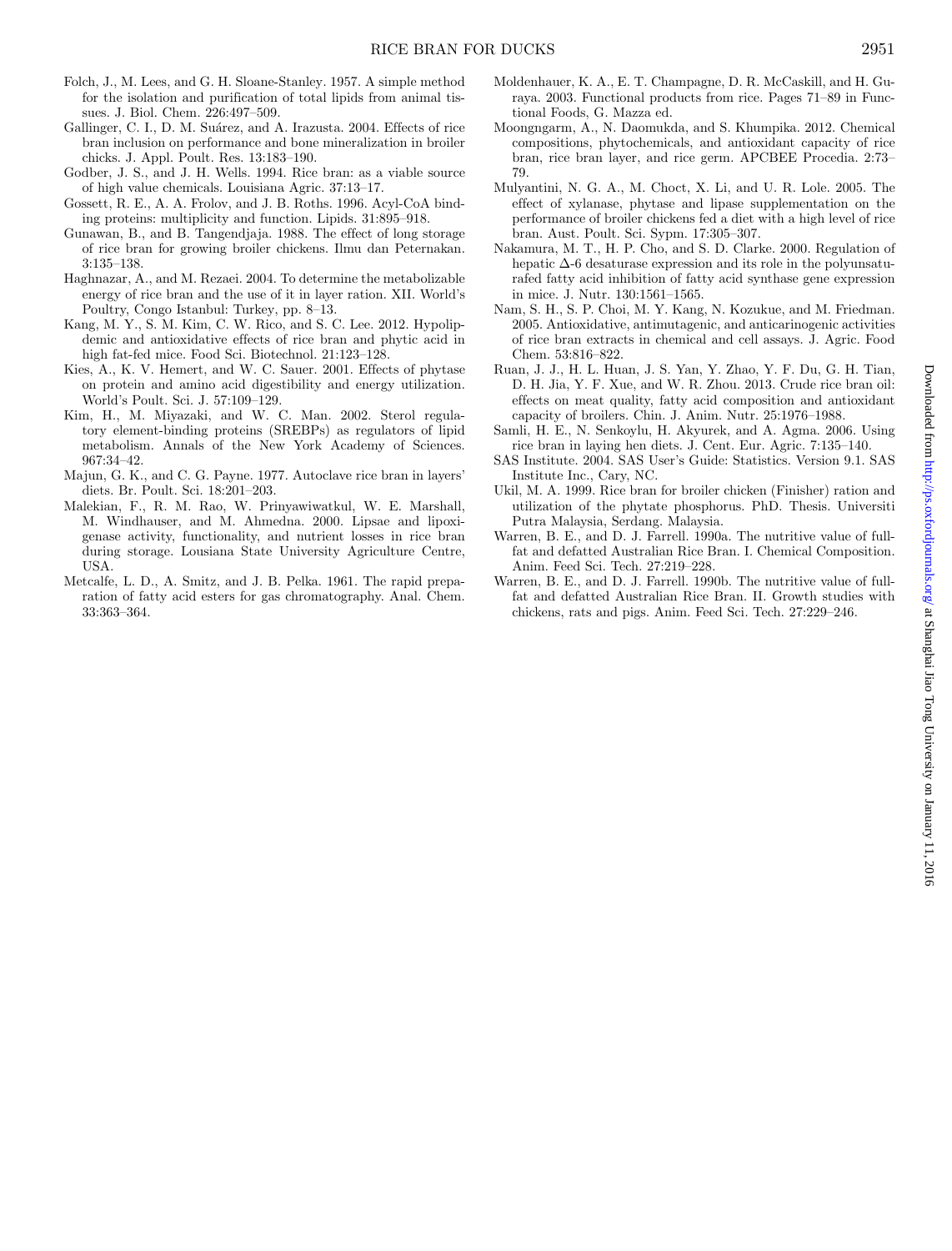Folch, J., M. Lees, and G. H. Sloane-Stanley. 1957. A simple method for the isolation and purification of total lipids from animal tissues. J. Biol. Chem. 226:497–509.

Gallinger, C. I., D. M. Suárez, and A. Irazusta. 2004. Effects of rice bran inclusion on performance and bone mineralization in broiler chicks. J. Appl. Poult. Res. 13:183–190.

Godber, J. S., and J. H. Wells. 1994. Rice bran: as a viable source of high value chemicals. Louisiana Agric. 37:13–17.

Gossett, R. E., A. A. Frolov, and J. B. Roths. 1996. Acyl-CoA binding proteins: multiplicity and function. Lipids. 31:895–918.

Gunawan, B., and B. Tangendjaja. 1988. The effect of long storage of rice bran for growing broiler chickens. Ilmu dan Peternakan. 3:135–138.

Haghnazar, A., and M. Rezaei. 2004. To determine the metabolizable energy of rice bran and the use of it in layer ration. XII. World's Poultry, Congo Istanbul: Turkey, pp. 8–13.

Kang, M. Y., S. M. Kim, C. W. Rico, and S. C. Lee. 2012. Hypolipdemic and antioxidative effects of rice bran and phytic acid in high fat-fed mice. Food Sci. Biotechnol. 21:123–128.

Kies, A., K. V. Hemert, and W. C. Sauer. 2001. Effects of phytase on protein and amino acid digestibility and energy utilization. World's Poult. Sci. J. 57:109–129.

Kim, H., M. Miyazaki, and W. C. Man. 2002. Sterol regulatory element-binding proteins (SREBPs) as regulators of lipid metabolism. Annals of the New York Academy of Sciences. 967:34–42.

Majun, G. K., and C. G. Payne. 1977. Autoclave rice bran in layers' diets. Br. Poult. Sci. 18:201–203.

Malekian, F., R. M. Rao, W. Prinyawiwatkul, W. E. Marshall, M. Windhauser, and M. Ahmedna. 2000. Lipsae and lipoxigenase activity, functionality, and nutrient losses in rice bran during storage. Lousiana State University Agriculture Centre, USA.

Metcalfe, L. D., A. Smitz, and J. B. Pelka. 1961. The rapid preparation of fatty acid esters for gas chromatography. Anal. Chem. 33:363–364.

Moldenhauer, K. A., E. T. Champagne, D. R. McCaskill, and H. Guraya. 2003. Functional products from rice. Pages 71–89 in Functional Foods, G. Mazza ed.

Moongngarm, A., N. Daomukda, and S. Khumpika. 2012. Chemical compositions, phytochemicals, and antioxidant capacity of rice bran, rice bran layer, and rice germ. APCBEE Procedia. 2:73–79.

Mulyantini, N. G. A., M. Choct, X. Li, and U. R. Lole. 2005. The effect of xylanase, phytase and lipase supplementation on the performance of broiler chickens fed a diet with a high level of rice bran. Aust. Poult. Sci. Sypm. 17:305–307.

Nakamura, M. T., H. P. Cho, and S. D. Clarke. 2000. Regulation of hepatic Δ-6 desaturase expression and its role in the polyunsaturafed fatty acid inhibition of fatty acid synthase gene expression in mice. J. Nutr. 130:1561–1565.

Nam, S. H., S. P. Choi, M. Y. Kang, N. Kozukue, and M. Friedman. 2005. Antioxidative, antimutagenic, and anticarinogenic activities of rice bran extracts in chemical and cell assays. J. Agric. Food Chem. 53:816–822.

Ruan, J. J., H. L. Huan, J. S. Yan, Y. Zhao, Y. F. Du, G. H. Tian, D. H. Jia, Y. F. Xue, and W. R. Zhou. 2013. Crude rice bran oil: effects on meat quality, fatty acid composition and antioxidant capacity of broilers. Chin. J. Anim. Nutr. 25:1976–1988.

Samli, H. E., N. Senkoylu, H. Akyurek, and A. Agma. 2006. Using rice bran in laying hen diets. J. Cent. Eur. Agric. 7:135–140.

SAS Institute. 2004. SAS User's Guide: Statistics. Version 9.1. SAS Institute Inc., Cary, NC.

Ukil, M. A. 1999. Rice bran for broiler chicken (Finisher) ration and utilization of the phytate phosphorus. PhD. Thesis. Universiti Putra Malaysia, Serdang. Malaysia.

Warren, B. E., and D. J. Farrell. 1990a. The nutritive value of full-fat and defatted Australian Rice Bran. I. Chemical Composition. Anim. Feed Sci. Tech. 27:219–228.

Warren, B. E., and D. J. Farrell. 1990b. The nutritive value of full-fat and defatted Australian Rice Bran. II. Growth studies with chickens, rats and pigs. Anim. Feed Sci. Tech. 27:229–246.